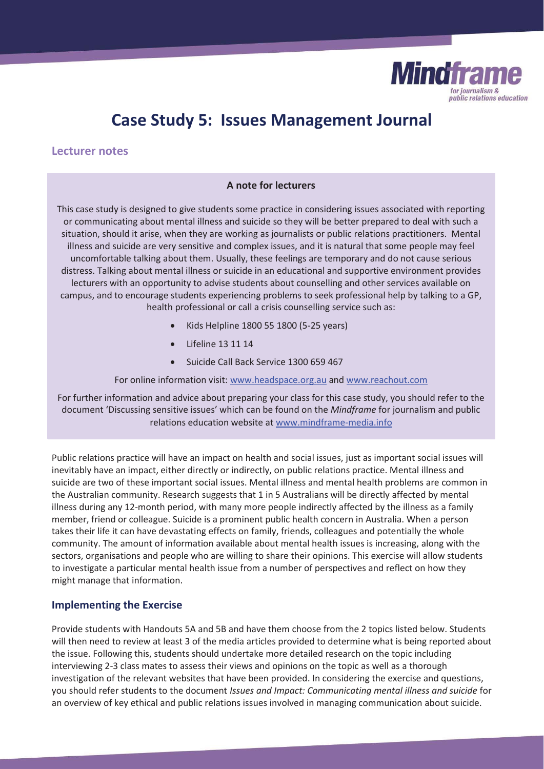# Case Study 5: Issues Management Journal

## Lecturer notes

**A note for lecturers**

This case study is designed to give students some practice in considering issues associated with reporting or communicating about mental illness and suicide so they will be better prepared to deal with such a situation, should it arise, when they are working as journalists or public relations practitioners. Mental illness and suicide are very sensitive and complex issues, and it is natural that some people may feel uncomfortable talking about them. Usually, these feelings are temporary and do not cause serious distress. Talking about mental illness or suicide in an educational and supportive environment provides lecturers with an opportunity to advise students about counselling and other services available on campus, and to encourage students experiencing problems to seek professional help by talking to a GP, health professional or call a crisis counselling service such as:

- Kids Helpline 1800 55 1800 (5-25 years)
- Lifeline 13 11 14
- Suicide Call Back Service 1300 659 467

For online information visit: www.headspace.org.au and www.reachout.com

For further information and advice about preparing your class for this case study, you should refer to the document 'Discussing sensitive issues' which can be found on the *Mindframe* for journalism and public relations education website at www.mindframe-media.info

Public relations practice will have an impact on health and social issues, just as important social issues will inevitably have an impact, either directly or indirectly, on public relations practice. Mental illness and suicide are two of these important social issues. Mental illness and mental health problems are common in the Australian community. Research suggests that 1 in 5 Australians will be directly affected by mental illness during any 12-month period, with many more people indirectly affected by the illness as a family member, friend or colleague. Suicide is a prominent public health concern in Australia. When a person takes their life it can have devastating effects on family, friends, colleagues and potentially the whole community. The amount of information available about mental health issues is increasing, along with the sectors, organisations and people who are willing to share their opinions. This exercise will allow students to investigate a particular mental health issue from a number of perspectives and reflect on how they might manage that information.

## Implementing the Exercise

Provide students with Handouts 5A and 5B and have them choose from the 2 topics listed below. Students will then need to review at least 3 of the media articles provided to determine what is being reported about the issue. Following this, students should undertake more detailed research on the topic including interviewing 2-3 class mates to assess their views and opinions on the topic as well as a thorough investigation of the relevant websites that have been provided. In considering the exercise and questions, you should refer students to the document *Issues and Impact: Communicating mental illness and suicide* for an overview of key ethical and public relations issues involved in managing communication about suicide.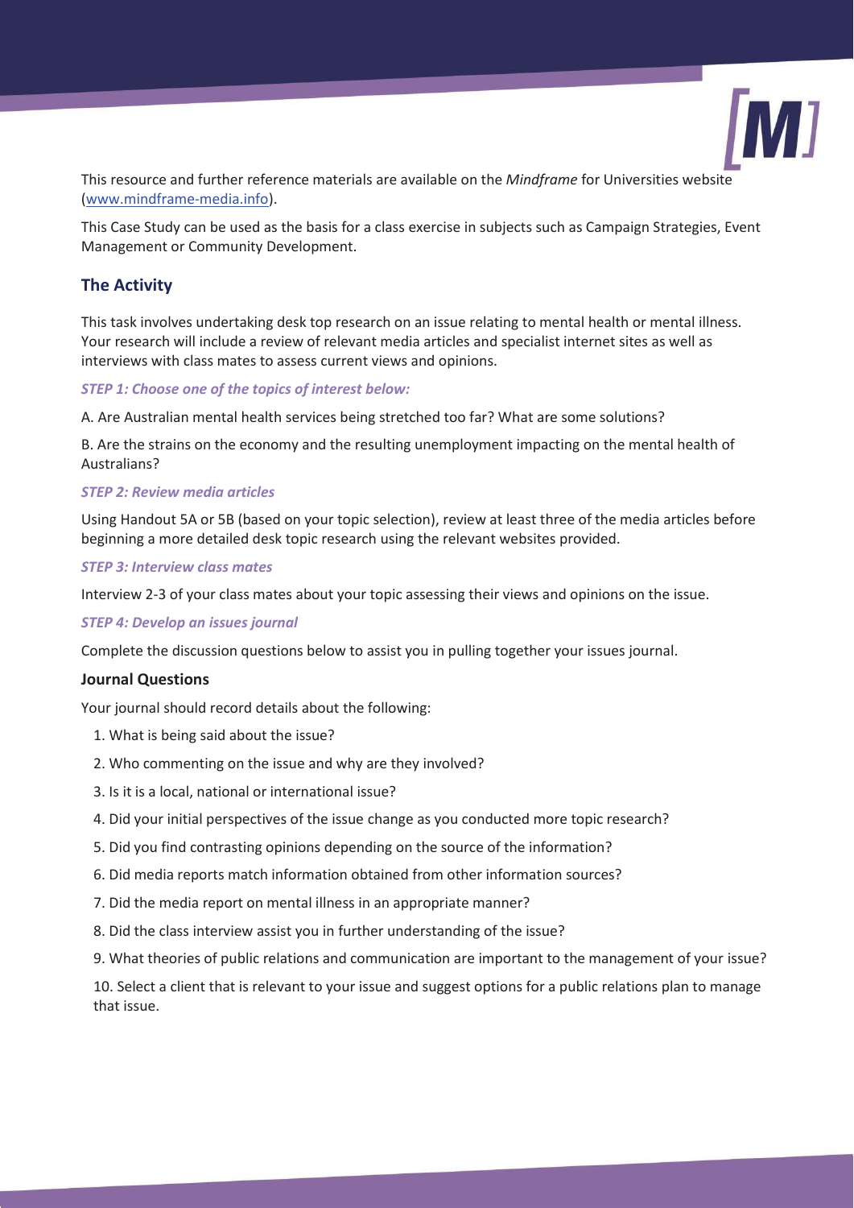This resource and further reference materials are available on the *Mindframe* for Universities website (www.mindframe-media.info).

This Case Study can be used as the basis for a class exercise in subjects such as Campaign Strategies, Event Management or Community Development.

## The Activity

This task involves undertaking desk top research on an issue relating to mental health or mental illness. Your research will include a review of relevant media articles and specialist internet sites as well as interviews with class mates to assess current views and opinions.

***STEP 1: Choose one of the topics of interest below:***

A. Are Australian mental health services being stretched too far? What are some solutions?

B. Are the strains on the economy and the resulting unemployment impacting on the mental health of Australians?

***STEP 2: Review media articles***

Using Handout 5A or 5B (based on your topic selection), review at least three of the media articles before beginning a more detailed desk topic research using the relevant websites provided.

***STEP 3: Interview class mates***

Interview 2-3 of your class mates about your topic assessing their views and opinions on the issue.

***STEP 4: Develop an issues journal***

Complete the discussion questions below to assist you in pulling together your issues journal.

### Journal Questions

Your journal should record details about the following:

1. What is being said about the issue?
2. Who commenting on the issue and why are they involved?
3. Is it is a local, national or international issue?
4. Did your initial perspectives of the issue change as you conducted more topic research?
5. Did you find contrasting opinions depending on the source of the information?
6. Did media reports match information obtained from other information sources?
7. Did the media report on mental illness in an appropriate manner?
8. Did the class interview assist you in further understanding of the issue?
9. What theories of public relations and communication are important to the management of your issue?
10. Select a client that is relevant to your issue and suggest options for a public relations plan to manage that issue.